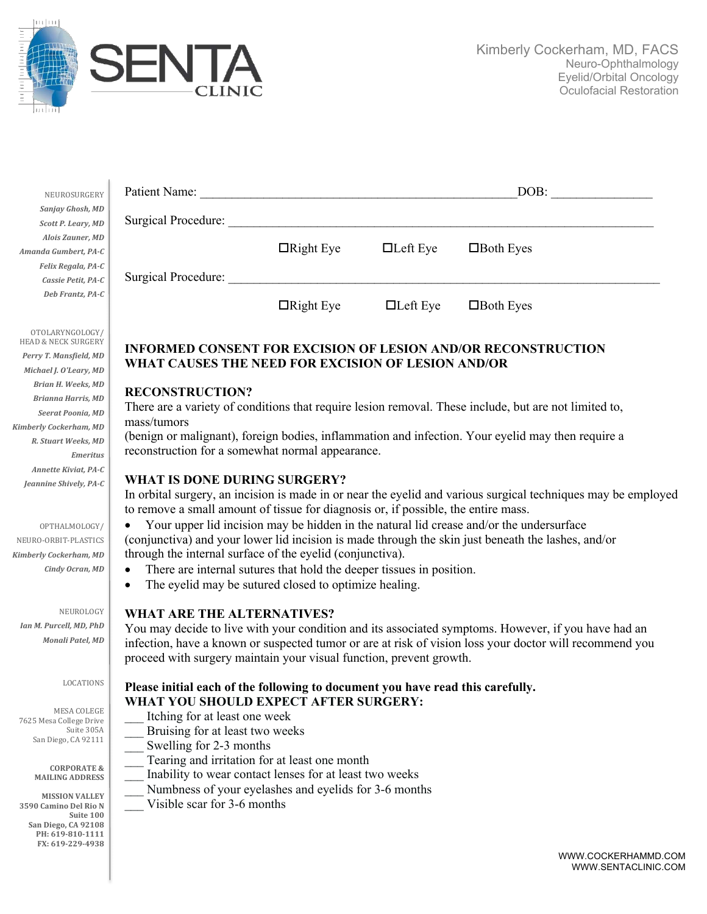# SENTA CLINIC

Kimberly Cockerham, MD, FACS
Neuro-Ophthalmology
Eyelid/Orbital Oncology
Oculofacial Restoration

NEUROSURGERY
*Sanjay Ghosh, MD*
*Scott P. Leary, MD*
*Alois Zauner, MD*
*Amanda Gumbert, PA-C*
*Felix Regala, PA-C*
*Cassie Petit, PA-C*
*Deb Frantz, PA-C*

OTOLARYNGOLOGY/ HEAD & NECK SURGERY
*Perry T. Mansfield, MD*
*Michael J. O'Leary, MD*
*Brian H. Weeks, MD*
*Brianna Harris, MD*
*Seerat Poonia, MD*
*Kimberly Cockerham, MD*
*R. Stuart Weeks, MD*
*Emeritus*
*Annette Kiviat, PA-C*
*Jeannine Shively, PA-C*

OPTHALMOLOGY/ NEURO-ORBIT-PLASTICS
*Kimberly Cockerham, MD*
*Cindy Ocran, MD*

NEUROLOGY
*Ian M. Purcell, MD, PhD*
*Monali Patel, MD*

LOCATIONS

MESA COLEGE
7625 Mesa College Drive
Suite 305A
San Diego, CA 92111

**CORPORATE & MAILING ADDRESS**

**MISSION VALLEY**
**3590 Camino Del Rio N**
**Suite 100**
**San Diego, CA 92108**
**PH: 619-810-1111**
**FX: 619-229-4938**

Patient Name: ___________________________________________________ DOB: _______________

Surgical Procedure: ______________________________________________________________________

☐Right Eye ☐Left Eye ☐Both Eyes

Surgical Procedure: ______________________________________________________________________

☐Right Eye ☐Left Eye ☐Both Eyes

**INFORMED CONSENT FOR EXCISION OF LESION AND/OR RECONSTRUCTION**
**WHAT CAUSES THE NEED FOR EXCISION OF LESION AND/OR**

**RECONSTRUCTION?**
There are a variety of conditions that require lesion removal. These include, but are not limited to, mass/tumors
(benign or malignant), foreign bodies, inflammation and infection. Your eyelid may then require a reconstruction for a somewhat normal appearance.

**WHAT IS DONE DURING SURGERY?**
In orbital surgery, an incision is made in or near the eyelid and various surgical techniques may be employed to remove a small amount of tissue for diagnosis or, if possible, the entire mass.

- Your upper lid incision may be hidden in the natural lid crease and/or the undersurface (conjunctiva) and your lower lid incision is made through the skin just beneath the lashes, and/or through the internal surface of the eyelid (conjunctiva).
- There are internal sutures that hold the deeper tissues in position.
- The eyelid may be sutured closed to optimize healing.

**WHAT ARE THE ALTERNATIVES?**
You may decide to live with your condition and its associated symptoms. However, if you have had an infection, have a known or suspected tumor or are at risk of vision loss your doctor will recommend you proceed with surgery maintain your visual function, prevent growth.

**Please initial each of the following to document you have read this carefully.**
**WHAT YOU SHOULD EXPECT AFTER SURGERY:**

___ Itching for at least one week
___ Bruising for at least two weeks
___ Swelling for 2-3 months
___ Tearing and irritation for at least one month
___ Inability to wear contact lenses for at least two weeks
___ Numbness of your eyelashes and eyelids for 3-6 months
___ Visible scar for 3-6 months

WWW.COCKERHAMMD.COM
WWW.SENTACLINIC.COM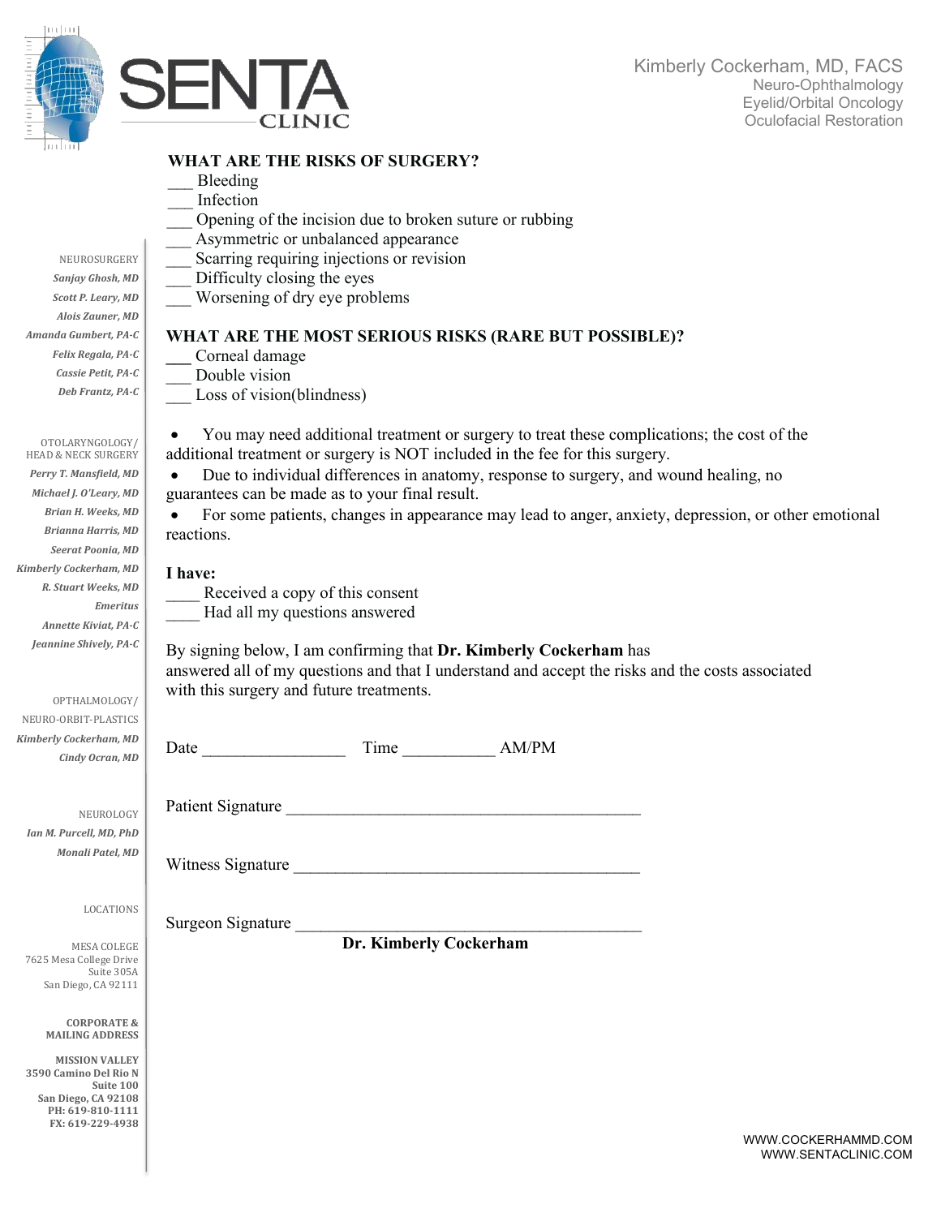Kimberly Cockerham, MD, FACS
Neuro-Ophthalmology
Eyelid/Orbital Oncology
Oculofacial Restoration

NEUROSURGERY
*Sanjay Ghosh, MD*
*Scott P. Leary, MD*
*Alois Zauner, MD*
*Amanda Gumbert, PA-C*
*Felix Regala, PA-C*
*Cassie Petit, PA-C*
*Deb Frantz, PA-C*

OTOLARYNGOLOGY/
HEAD & NECK SURGERY
*Perry T. Mansfield, MD*
*Michael J. O'Leary, MD*
*Brian H. Weeks, MD*
*Brianna Harris, MD*
*Seerat Poonia, MD*
*Kimberly Cockerham, MD*
*R. Stuart Weeks, MD*
*Emeritus*
*Annette Kiviat, PA-C*
*Jeannine Shively, PA-C*

OPTHALMOLOGY/
NEURO-ORBIT-PLASTICS
*Kimberly Cockerham, MD*
*Cindy Ocran, MD*

NEUROLOGY
*Ian M. Purcell, MD, PhD*
*Monali Patel, MD*

LOCATIONS

MESA COLLEGE
7625 Mesa College Drive
Suite 305A
San Diego, CA 92111

**CORPORATE & MAILING ADDRESS**

**MISSION VALLEY**
**3590 Camino Del Rio N**
**Suite 100**
**San Diego, CA 92108**
**PH: 619-810-1111**
**FX: 619-229-4938**

**WHAT ARE THE RISKS OF SURGERY?**

___ Bleeding
___ Infection
___ Opening of the incision due to broken suture or rubbing
___ Asymmetric or unbalanced appearance
___ Scarring requiring injections or revision
___ Difficulty closing the eyes
___ Worsening of dry eye problems

**WHAT ARE THE MOST SERIOUS RISKS (RARE BUT POSSIBLE)?**

___ Corneal damage
___ Double vision
___ Loss of vision(blindness)

- You may need additional treatment or surgery to treat these complications; the cost of the additional treatment or surgery is NOT included in the fee for this surgery.
- Due to individual differences in anatomy, response to surgery, and wound healing, no guarantees can be made as to your final result.
- For some patients, changes in appearance may lead to anger, anxiety, depression, or other emotional reactions.

**I have:**

____ Received a copy of this consent
____ Had all my questions answered

By signing below, I am confirming that **Dr. Kimberly Cockerham** has answered all of my questions and that I understand and accept the risks and the costs associated with this surgery and future treatments.

Date _________________ Time ___________ AM/PM

Patient Signature ___________________________________________

Witness Signature ___________________________________________

Surgeon Signature ___________________________________________
**Dr. Kimberly Cockerham**

WWW.COCKERHAMMD.COM
WWW.SENTACLINIC.COM